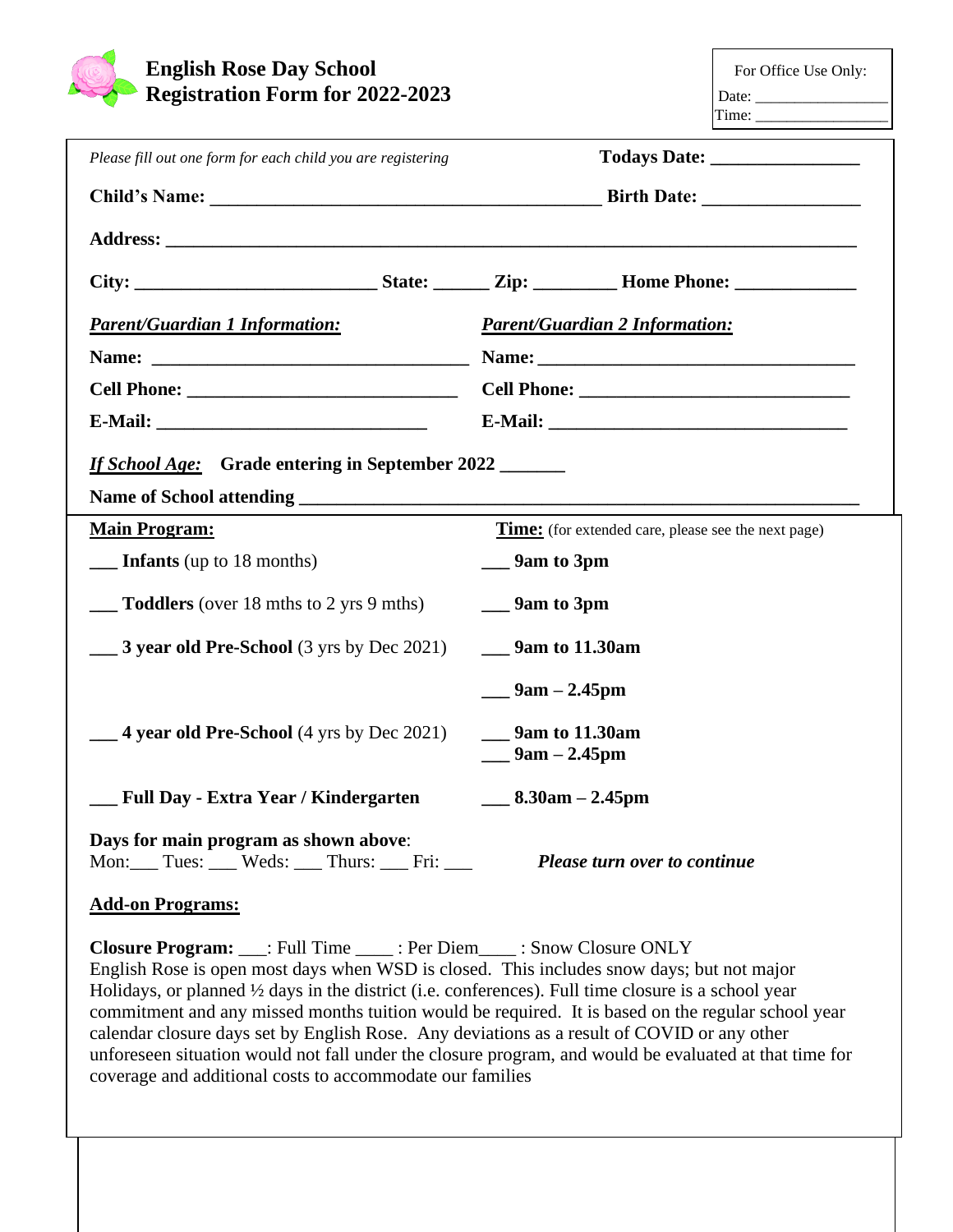# English Rose Day School
## Registration Form for 2022-2023

For Office Use Only:
Date: _________________
Time: _________________

*Please fill out one form for each child you are registering* **Todays Date: ________________**

**Child's Name: __________________________________________ Birth Date: _________________**

**Address: ___________________________________________________________________________**

**City: __________________________ State: ______ Zip: _________ Home Phone: _____________**

***Parent/Guardian 1 Information:***

**Name: ___________________________________**

**Cell Phone: _____________________________**

**E-Mail: ______________________________**

***Parent/Guardian 2 Information:***

**Name: ___________________________________**

**Cell Phone: _____________________________**

**E-Mail: _________________________________**

***If School Age:*** **Grade entering in September 2022 _______**

**Name of School attending ________________________________________________________________**

| **Main Program:** | **Time:** (for extended care, please see the next page) |
|---|---|
| ___ **Infants** (up to 18 months) | ___ **9am to 3pm** |
| ___ **Toddlers** (over 18 mths to 2 yrs 9 mths) | ___ **9am to 3pm** |
| ___ **3 year old Pre-School** (3 yrs by Dec 2021) | ___ **9am to 11.30am** |
| | ___ **9am – 2.45pm** |
| ___ **4 year old Pre-School** (4 yrs by Dec 2021) | ___ **9am to 11.30am**<br>___ **9am – 2.45pm** |
| ___ **Full Day - Extra Year / Kindergarten** | ___ **8.30am – 2.45pm** |

**Days for main program as shown above**:
Mon:___ Tues: ___ Weds: ___ Thurs: ___ Fri: ___

***Please turn over to continue***

**Add-on Programs:**

**Closure Program:** ___: Full Time ____ : Per Diem____ : Snow Closure ONLY
English Rose is open most days when WSD is closed. This includes snow days; but not major Holidays, or planned ½ days in the district (i.e. conferences). Full time closure is a school year commitment and any missed months tuition would be required. It is based on the regular school year calendar closure days set by English Rose. Any deviations as a result of COVID or any other unforeseen situation would not fall under the closure program, and would be evaluated at that time for coverage and additional costs to accommodate our families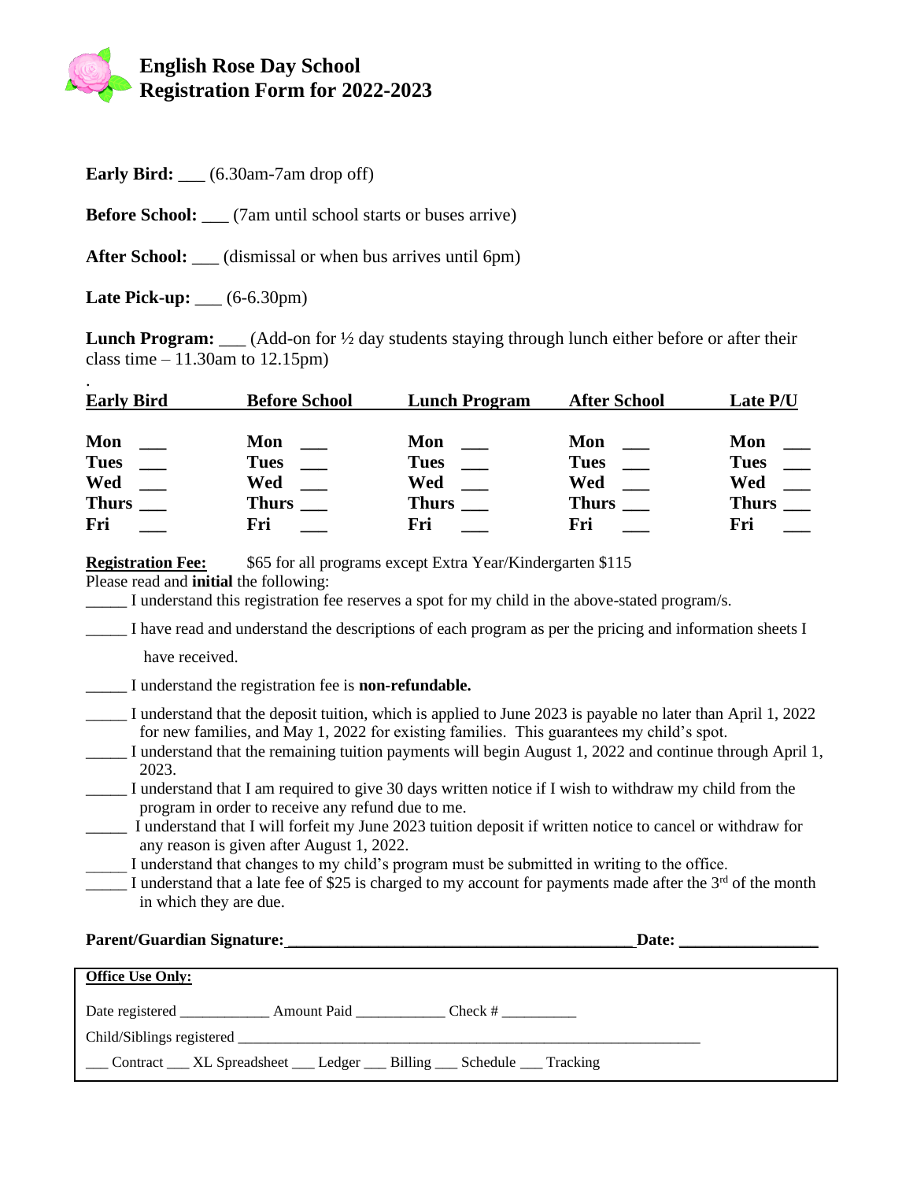# English Rose Day School
## Registration Form for 2022-2023

**Early Bird:** ___ (6.30am-7am drop off)

**Before School:** ___ (7am until school starts or buses arrive)

**After School:** ___ (dismissal or when bus arrives until 6pm)

**Late Pick-up:** ___ (6-6.30pm)

**Lunch Program:** ___ (Add-on for ½ day students staying through lunch either before or after their class time – 11.30am to 12.15pm)

.

| Early Bird | Before School | Lunch Program | After School | Late P/U |
|---|---|---|---|---|
| Mon ___ | Mon ___ | Mon ___ | Mon ___ | Mon ___ |
| Tues ___ | Tues ___ | Tues ___ | Tues ___ | Tues ___ |
| Wed ___ | Wed ___ | Wed ___ | Wed ___ | Wed ___ |
| Thurs ___ | Thurs ___ | Thurs ___ | Thurs ___ | Thurs ___ |
| Fri ___ | Fri ___ | Fri ___ | Fri ___ | Fri ___ |

**Registration Fee:** $65 for all programs except Extra Year/Kindergarten $115

Please read and **initial** the following:

_____ I understand this registration fee reserves a spot for my child in the above-stated program/s.

_____ I have read and understand the descriptions of each program as per the pricing and information sheets I have received.

_____ I understand the registration fee is **non-refundable.**

_____ I understand that the deposit tuition, which is applied to June 2023 is payable no later than April 1, 2022 for new families, and May 1, 2022 for existing families. This guarantees my child's spot.

_____ I understand that the remaining tuition payments will begin August 1, 2022 and continue through April 1, 2023.

_____ I understand that I am required to give 30 days written notice if I wish to withdraw my child from the program in order to receive any refund due to me.

_____ I understand that I will forfeit my June 2023 tuition deposit if written notice to cancel or withdraw for any reason is given after August 1, 2022.

_____ I understand that changes to my child's program must be submitted in writing to the office.

_____ I understand that a late fee of $25 is charged to my account for payments made after the 3rd of the month in which they are due.

**Parent/Guardian Signature:**_________________________________________ **Date:** ________________

**Office Use Only:**

Date registered ____________ Amount Paid ____________ Check # __________

Child/Siblings registered ______________________________________________________________

___ Contract ___ XL Spreadsheet ___ Ledger ___ Billing ___ Schedule ___ Tracking